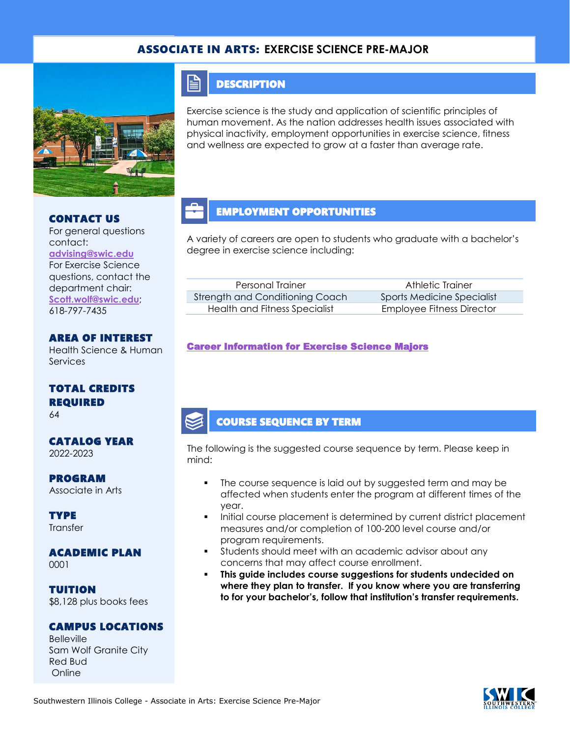# ASSOCIATE IN ARTS: EXERCISE SCIENCE PRE-MAJOR

## DESCRIPTION

Exercise science is the study and application of scientific principles of human movement. As the nation addresses health issues associated with physical inactivity, employment opportunities in exercise science, fitness and wellness are expected to grow at a faster than average rate.

## EMPLOYMENT OPPORTUNITIES

A variety of careers are open to students who graduate with a bachelor's degree in exercise science including:

| | |
|---|---|
| Personal Trainer | Athletic Trainer |
| Strength and Conditioning Coach | Sports Medicine Specialist |
| Health and Fitness Specialist | Employee Fitness Director |

**Career Information for Exercise Science Majors**

## COURSE SEQUENCE BY TERM

The following is the suggested course sequence by term. Please keep in mind:

- The course sequence is laid out by suggested term and may be affected when students enter the program at different times of the year.
- Initial course placement is determined by current district placement measures and/or completion of 100-200 level course and/or program requirements.
- Students should meet with an academic advisor about any concerns that may affect course enrollment.
- **This guide includes course suggestions for students undecided on where they plan to transfer. If you know where you are transferring to for your bachelor's, follow that institution's transfer requirements.**

### CONTACT US

For general questions contact: advising@swic.edu
For Exercise Science questions, contact the department chair: Scott.wolf@swic.edu; 618-797-7435

### AREA OF INTEREST

Health Science & Human Services

### TOTAL CREDITS REQUIRED

64

### CATALOG YEAR

2022-2023

### PROGRAM

Associate in Arts

### TYPE

Transfer

### ACADEMIC PLAN

0001

### TUITION

$8,128 plus books fees

### CAMPUS LOCATIONS

Belleville
Sam Wolf Granite City
Red Bud
Online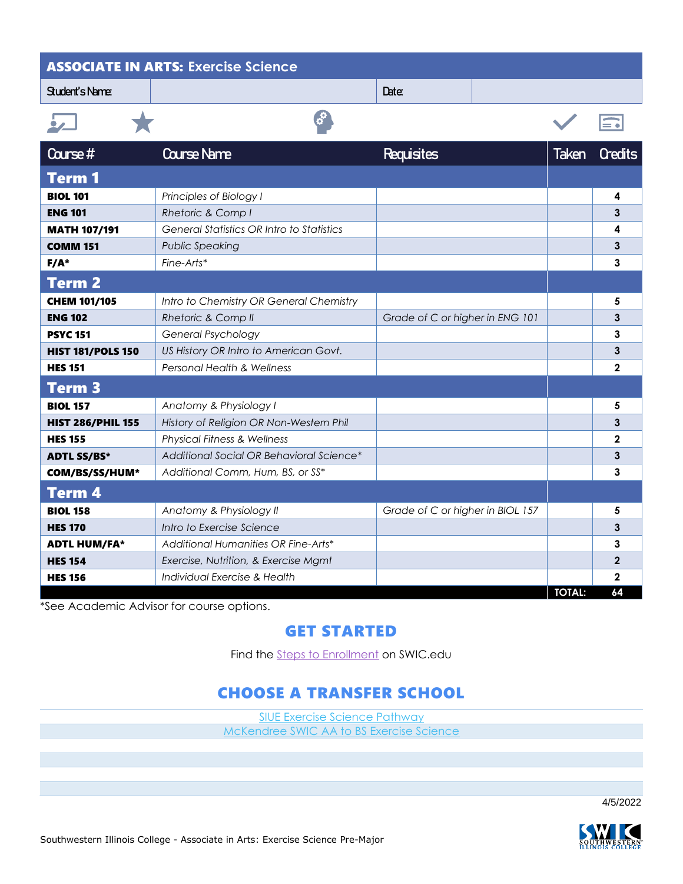## ASSOCIATE IN ARTS: Exercise Science

| Student's Name: | | Date: | |
|---|---|---|---|

| Course # | Course Name | Requisites | Taken | Credits |
|---|---|---|---|---|
| **Term 1** | | | | |
| **BIOL 101** | *Principles of Biology I* | | | 4 |
| **ENG 101** | *Rhetoric & Comp I* | | | 3 |
| **MATH 107/191** | *General Statistics OR Intro to Statistics* | | | 4 |
| **COMM 151** | *Public Speaking* | | | 3 |
| **F/A*** | *Fine-Arts** | | | 3 |
| **Term 2** | | | | |
| **CHEM 101/105** | *Intro to Chemistry OR General Chemistry* | | | 5 |
| **ENG 102** | *Rhetoric & Comp II* | *Grade of C or higher in ENG 101* | | 3 |
| **PSYC 151** | *General Psychology* | | | 3 |
| **HIST 181/POLS 150** | *US History OR Intro to American Govt.* | | | 3 |
| **HES 151** | *Personal Health & Wellness* | | | 2 |
| **Term 3** | | | | |
| **BIOL 157** | *Anatomy & Physiology I* | | | 5 |
| **HIST 286/PHIL 155** | *History of Religion OR Non-Western Phil* | | | 3 |
| **HES 155** | *Physical Fitness & Wellness* | | | 2 |
| **ADTL SS/BS*** | *Additional Social OR Behavioral Science** | | | 3 |
| **COM/BS/SS/HUM*** | *Additional Comm, Hum, BS, or SS** | | | 3 |
| **Term 4** | | | | |
| **BIOL 158** | *Anatomy & Physiology II* | *Grade of C or higher in BIOL 157* | | 5 |
| **HES 170** | *Intro to Exercise Science* | | | 3 |
| **ADTL HUM/FA*** | *Additional Humanities OR Fine-Arts** | | | 3 |
| **HES 154** | *Exercise, Nutrition, & Exercise Mgmt* | | | 2 |
| **HES 156** | *Individual Exercise & Health* | | | 2 |
| | | | **TOTAL:** | **64** |

*See Academic Advisor for course options.

## GET STARTED

Find the Steps to Enrollment on SWIC.edu

## CHOOSE A TRANSFER SCHOOL

SIUE Exercise Science Pathway

McKendree SWIC AA to BS Exercise Science

4/5/2022

Southwestern Illinois College - Associate in Arts: Exercise Science Pre-Major